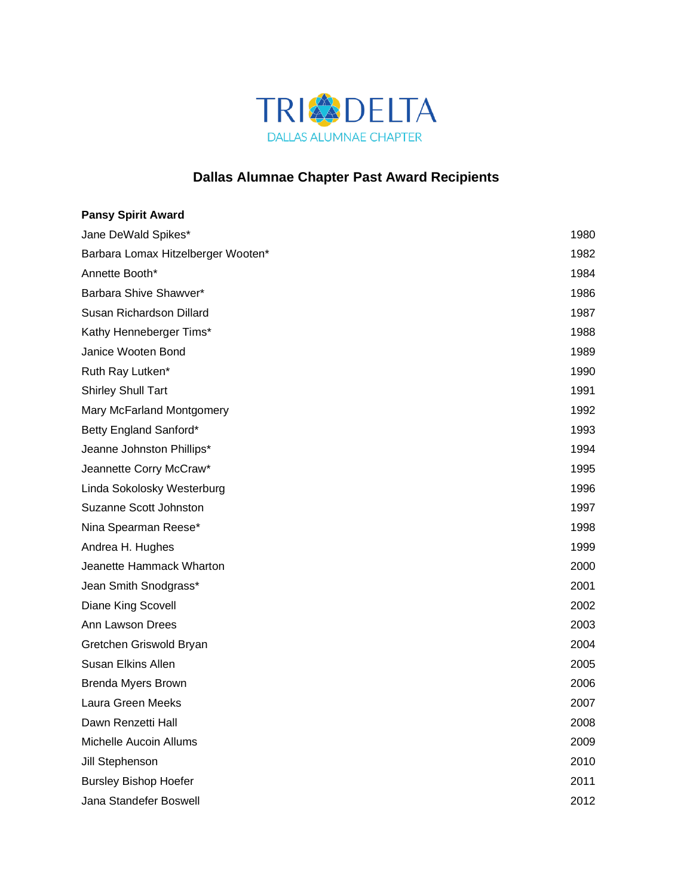TRI DELTA
DALLAS ALUMNAE CHAPTER

# Dallas Alumnae Chapter Past Award Recipients

**Pansy Spirit Award**

| | |
|---|---|
| Jane DeWald Spikes* | 1980 |
| Barbara Lomax Hitzelberger Wooten* | 1982 |
| Annette Booth* | 1984 |
| Barbara Shive Shawver* | 1986 |
| Susan Richardson Dillard | 1987 |
| Kathy Henneberger Tims* | 1988 |
| Janice Wooten Bond | 1989 |
| Ruth Ray Lutken* | 1990 |
| Shirley Shull Tart | 1991 |
| Mary McFarland Montgomery | 1992 |
| Betty England Sanford* | 1993 |
| Jeanne Johnston Phillips* | 1994 |
| Jeannette Corry McCraw* | 1995 |
| Linda Sokolosky Westerburg | 1996 |
| Suzanne Scott Johnston | 1997 |
| Nina Spearman Reese* | 1998 |
| Andrea H. Hughes | 1999 |
| Jeanette Hammack Wharton | 2000 |
| Jean Smith Snodgrass* | 2001 |
| Diane King Scovell | 2002 |
| Ann Lawson Drees | 2003 |
| Gretchen Griswold Bryan | 2004 |
| Susan Elkins Allen | 2005 |
| Brenda Myers Brown | 2006 |
| Laura Green Meeks | 2007 |
| Dawn Renzetti Hall | 2008 |
| Michelle Aucoin Allums | 2009 |
| Jill Stephenson | 2010 |
| Bursley Bishop Hoefer | 2011 |
| Jana Standefer Boswell | 2012 |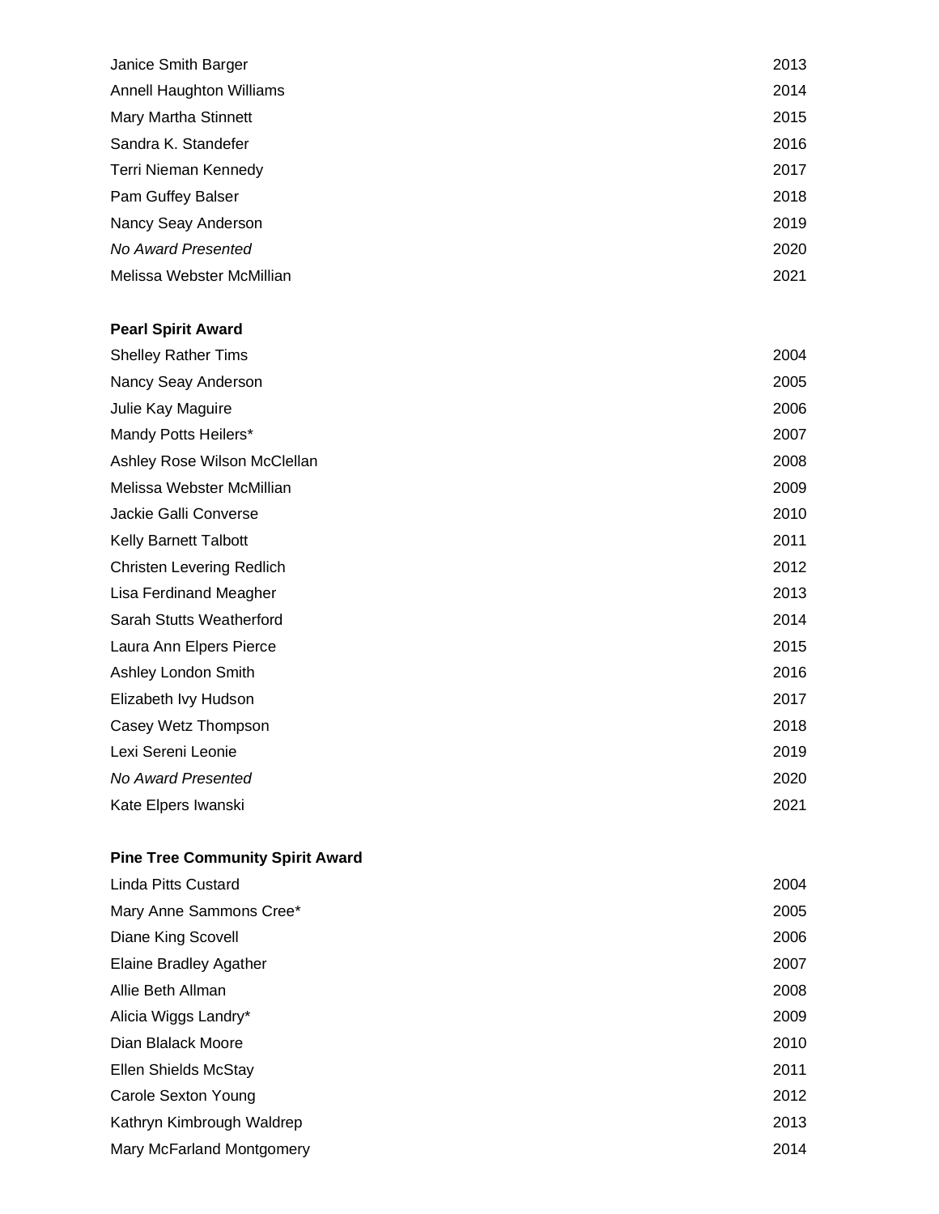| | |
|---|---|
| Janice Smith Barger | 2013 |
| Annell Haughton Williams | 2014 |
| Mary Martha Stinnett | 2015 |
| Sandra K. Standefer | 2016 |
| Terri Nieman Kennedy | 2017 |
| Pam Guffey Balser | 2018 |
| Nancy Seay Anderson | 2019 |
| *No Award Presented* | 2020 |
| Melissa Webster McMillian | 2021 |

**Pearl Spirit Award**

| | |
|---|---|
| Shelley Rather Tims | 2004 |
| Nancy Seay Anderson | 2005 |
| Julie Kay Maguire | 2006 |
| Mandy Potts Heilers* | 2007 |
| Ashley Rose Wilson McClellan | 2008 |
| Melissa Webster McMillian | 2009 |
| Jackie Galli Converse | 2010 |
| Kelly Barnett Talbott | 2011 |
| Christen Levering Redlich | 2012 |
| Lisa Ferdinand Meagher | 2013 |
| Sarah Stutts Weatherford | 2014 |
| Laura Ann Elpers Pierce | 2015 |
| Ashley London Smith | 2016 |
| Elizabeth Ivy Hudson | 2017 |
| Casey Wetz Thompson | 2018 |
| Lexi Sereni Leonie | 2019 |
| *No Award Presented* | 2020 |
| Kate Elpers Iwanski | 2021 |

**Pine Tree Community Spirit Award**

| | |
|---|---|
| Linda Pitts Custard | 2004 |
| Mary Anne Sammons Cree* | 2005 |
| Diane King Scovell | 2006 |
| Elaine Bradley Agather | 2007 |
| Allie Beth Allman | 2008 |
| Alicia Wiggs Landry* | 2009 |
| Dian Blalack Moore | 2010 |
| Ellen Shields McStay | 2011 |
| Carole Sexton Young | 2012 |
| Kathryn Kimbrough Waldrep | 2013 |
| Mary McFarland Montgomery | 2014 |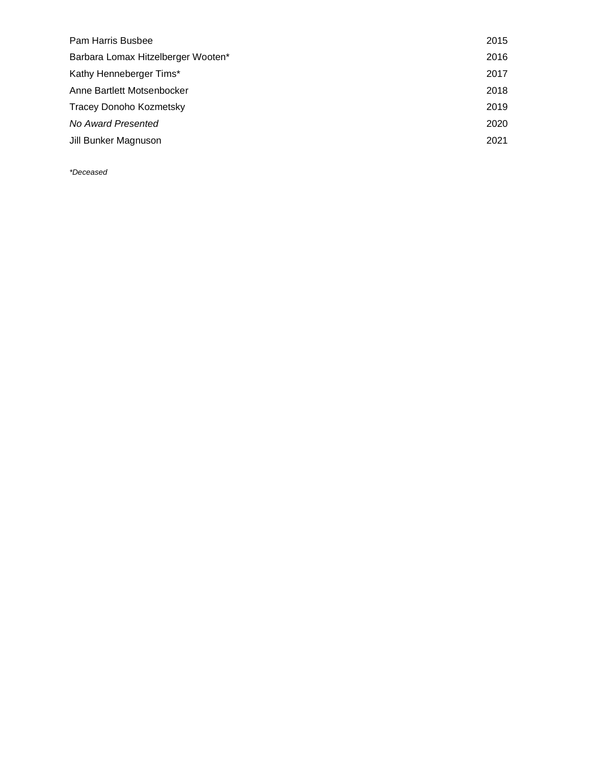| | |
|---|---|
| Pam Harris Busbee | 2015 |
| Barbara Lomax Hitzelberger Wooten* | 2016 |
| Kathy Henneberger Tims* | 2017 |
| Anne Bartlett Motsenbocker | 2018 |
| Tracey Donoho Kozmetsky | 2019 |
| *No Award Presented* | 2020 |
| Jill Bunker Magnuson | 2021 |

*\*Deceased*